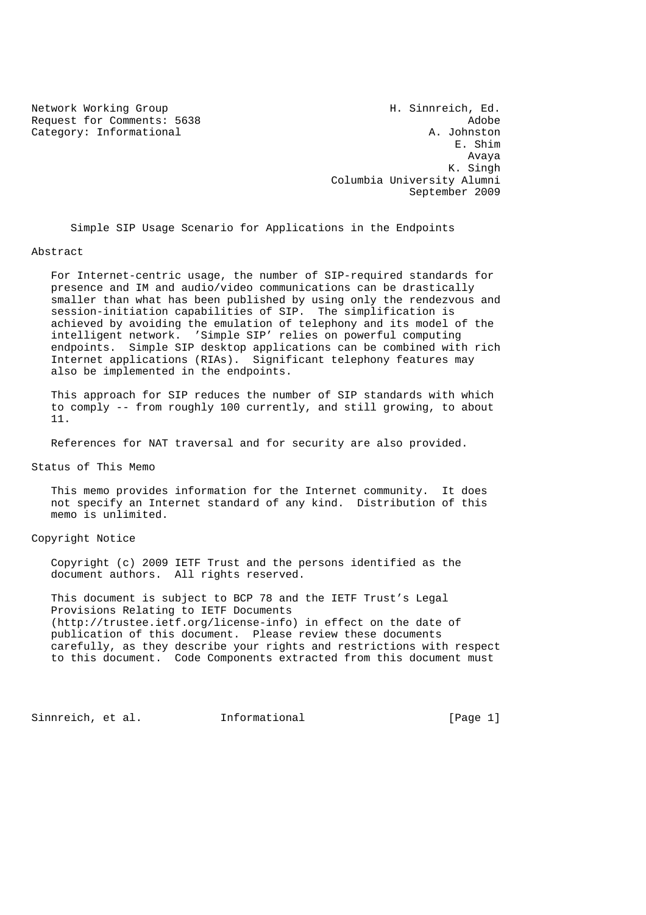Network Working Group H. Sinnreich, Ed.
Request for Comments: 5638 Adobe
Category: Informational A. Johnston
E. Shim
Avaya
K. Singh
Columbia University Alumni
September 2009

# Simple SIP Usage Scenario for Applications in the Endpoints

## Abstract

For Internet-centric usage, the number of SIP-required standards for presence and IM and audio/video communications can be drastically smaller than what has been published by using only the rendezvous and session-initiation capabilities of SIP. The simplification is achieved by avoiding the emulation of telephony and its model of the intelligent network. 'Simple SIP' relies on powerful computing endpoints. Simple SIP desktop applications can be combined with rich Internet applications (RIAs). Significant telephony features may also be implemented in the endpoints.

This approach for SIP reduces the number of SIP standards with which to comply -- from roughly 100 currently, and still growing, to about 11.

References for NAT traversal and for security are also provided.

## Status of This Memo

This memo provides information for the Internet community. It does not specify an Internet standard of any kind. Distribution of this memo is unlimited.

## Copyright Notice

Copyright (c) 2009 IETF Trust and the persons identified as the document authors. All rights reserved.

This document is subject to BCP 78 and the IETF Trust's Legal Provisions Relating to IETF Documents (http://trustee.ietf.org/license-info) in effect on the date of publication of this document. Please review these documents carefully, as they describe your rights and restrictions with respect to this document. Code Components extracted from this document must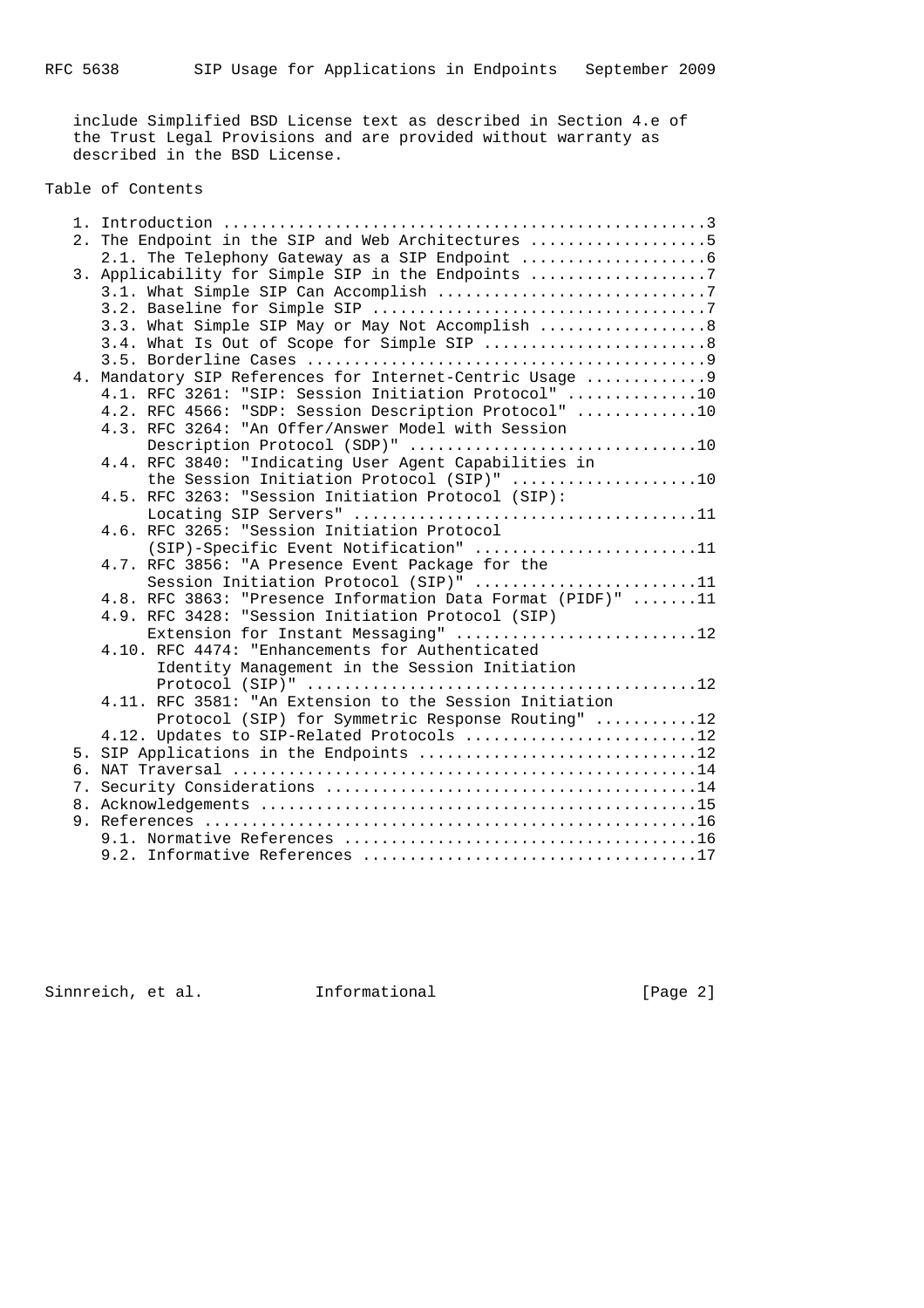include Simplified BSD License text as described in Section 4.e of the Trust Legal Provisions and are provided without warranty as described in the BSD License.

## Table of Contents

```
   1. Introduction ....................................................3
   2. The Endpoint in the SIP and Web Architectures ...................5
      2.1. The Telephony Gateway as a SIP Endpoint ....................6
   3. Applicability for Simple SIP in the Endpoints ...................7
      3.1. What Simple SIP Can Accomplish .............................7
      3.2. Baseline for Simple SIP ....................................7
      3.3. What Simple SIP May or May Not Accomplish ..................8
      3.4. What Is Out of Scope for Simple SIP ........................8
      3.5. Borderline Cases ...........................................9
   4. Mandatory SIP References for Internet-Centric Usage .............9
      4.1. RFC 3261: "SIP: Session Initiation Protocol" ..............10
      4.2. RFC 4566: "SDP: Session Description Protocol" .............10
      4.3. RFC 3264: "An Offer/Answer Model with Session
           Description Protocol (SDP)" ...............................10
      4.4. RFC 3840: "Indicating User Agent Capabilities in
           the Session Initiation Protocol (SIP)" ....................10
      4.5. RFC 3263: "Session Initiation Protocol (SIP):
           Locating SIP Servers" .....................................11
      4.6. RFC 3265: "Session Initiation Protocol
           (SIP)-Specific Event Notification" ........................11
      4.7. RFC 3856: "A Presence Event Package for the
           Session Initiation Protocol (SIP)" ........................11
      4.8. RFC 3863: "Presence Information Data Format (PIDF)" .......11
      4.9. RFC 3428: "Session Initiation Protocol (SIP)
           Extension for Instant Messaging" ..........................12
      4.10. RFC 4474: "Enhancements for Authenticated
            Identity Management in the Session Initiation
            Protocol (SIP)" ..........................................12
      4.11. RFC 3581: "An Extension to the Session Initiation
            Protocol (SIP) for Symmetric Response Routing" ...........12
      4.12. Updates to SIP-Related Protocols .........................12
   5. SIP Applications in the Endpoints ..............................12
   6. NAT Traversal ..................................................14
   7. Security Considerations ........................................14
   8. Acknowledgements ...............................................15
   9. References .....................................................16
      9.1. Normative References ......................................16
      9.2. Informative References ....................................17
```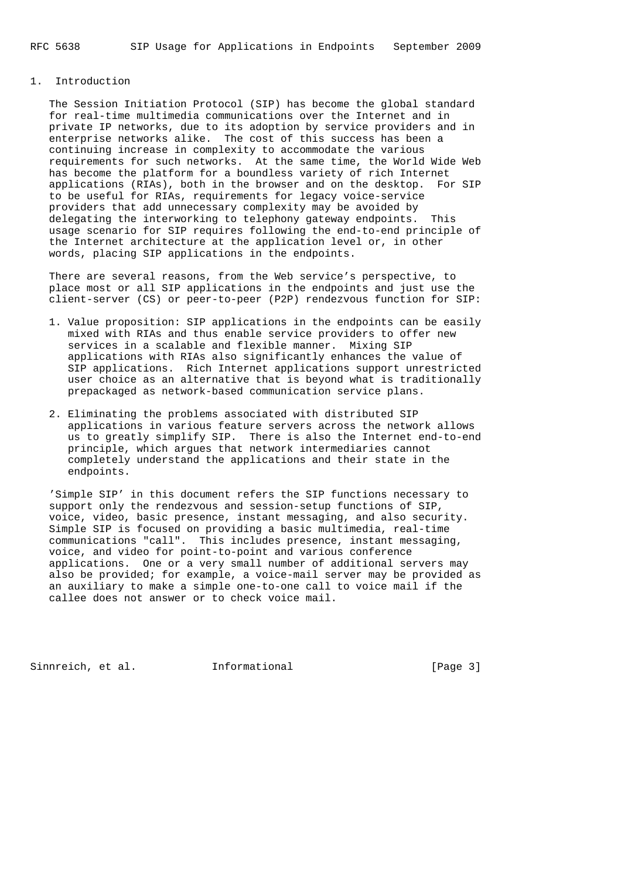## 1. Introduction

The Session Initiation Protocol (SIP) has become the global standard for real-time multimedia communications over the Internet and in private IP networks, due to its adoption by service providers and in enterprise networks alike. The cost of this success has been a continuing increase in complexity to accommodate the various requirements for such networks. At the same time, the World Wide Web has become the platform for a boundless variety of rich Internet applications (RIAs), both in the browser and on the desktop. For SIP to be useful for RIAs, requirements for legacy voice-service providers that add unnecessary complexity may be avoided by delegating the interworking to telephony gateway endpoints. This usage scenario for SIP requires following the end-to-end principle of the Internet architecture at the application level or, in other words, placing SIP applications in the endpoints.

There are several reasons, from the Web service's perspective, to place most or all SIP applications in the endpoints and just use the client-server (CS) or peer-to-peer (P2P) rendezvous function for SIP:

1. Value proposition: SIP applications in the endpoints can be easily mixed with RIAs and thus enable service providers to offer new services in a scalable and flexible manner. Mixing SIP applications with RIAs also significantly enhances the value of SIP applications. Rich Internet applications support unrestricted user choice as an alternative that is beyond what is traditionally prepackaged as network-based communication service plans.

2. Eliminating the problems associated with distributed SIP applications in various feature servers across the network allows us to greatly simplify SIP. There is also the Internet end-to-end principle, which argues that network intermediaries cannot completely understand the applications and their state in the endpoints.

'Simple SIP' in this document refers the SIP functions necessary to support only the rendezvous and session-setup functions of SIP, voice, video, basic presence, instant messaging, and also security. Simple SIP is focused on providing a basic multimedia, real-time communications "call". This includes presence, instant messaging, voice, and video for point-to-point and various conference applications. One or a very small number of additional servers may also be provided; for example, a voice-mail server may be provided as an auxiliary to make a simple one-to-one call to voice mail if the callee does not answer or to check voice mail.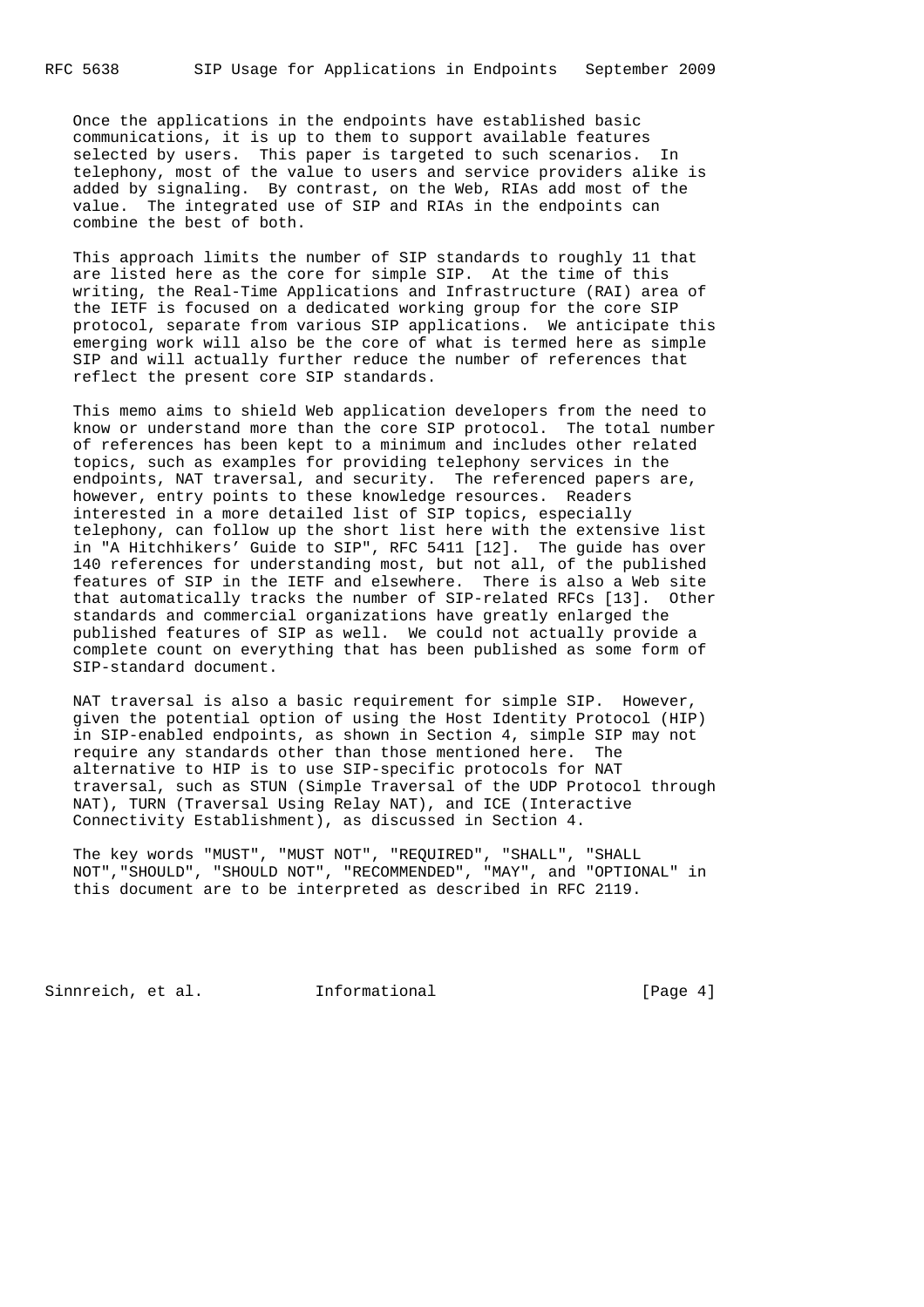Once the applications in the endpoints have established basic communications, it is up to them to support available features selected by users. This paper is targeted to such scenarios. In telephony, most of the value to users and service providers alike is added by signaling. By contrast, on the Web, RIAs add most of the value. The integrated use of SIP and RIAs in the endpoints can combine the best of both.

This approach limits the number of SIP standards to roughly 11 that are listed here as the core for simple SIP. At the time of this writing, the Real-Time Applications and Infrastructure (RAI) area of the IETF is focused on a dedicated working group for the core SIP protocol, separate from various SIP applications. We anticipate this emerging work will also be the core of what is termed here as simple SIP and will actually further reduce the number of references that reflect the present core SIP standards.

This memo aims to shield Web application developers from the need to know or understand more than the core SIP protocol. The total number of references has been kept to a minimum and includes other related topics, such as examples for providing telephony services in the endpoints, NAT traversal, and security. The referenced papers are, however, entry points to these knowledge resources. Readers interested in a more detailed list of SIP topics, especially telephony, can follow up the short list here with the extensive list in "A Hitchhikers' Guide to SIP", RFC 5411 [12]. The guide has over 140 references for understanding most, but not all, of the published features of SIP in the IETF and elsewhere. There is also a Web site that automatically tracks the number of SIP-related RFCs [13]. Other standards and commercial organizations have greatly enlarged the published features of SIP as well. We could not actually provide a complete count on everything that has been published as some form of SIP-standard document.

NAT traversal is also a basic requirement for simple SIP. However, given the potential option of using the Host Identity Protocol (HIP) in SIP-enabled endpoints, as shown in Section 4, simple SIP may not require any standards other than those mentioned here. The alternative to HIP is to use SIP-specific protocols for NAT traversal, such as STUN (Simple Traversal of the UDP Protocol through NAT), TURN (Traversal Using Relay NAT), and ICE (Interactive Connectivity Establishment), as discussed in Section 4.

The key words "MUST", "MUST NOT", "REQUIRED", "SHALL", "SHALL NOT","SHOULD", "SHOULD NOT", "RECOMMENDED", "MAY", and "OPTIONAL" in this document are to be interpreted as described in RFC 2119.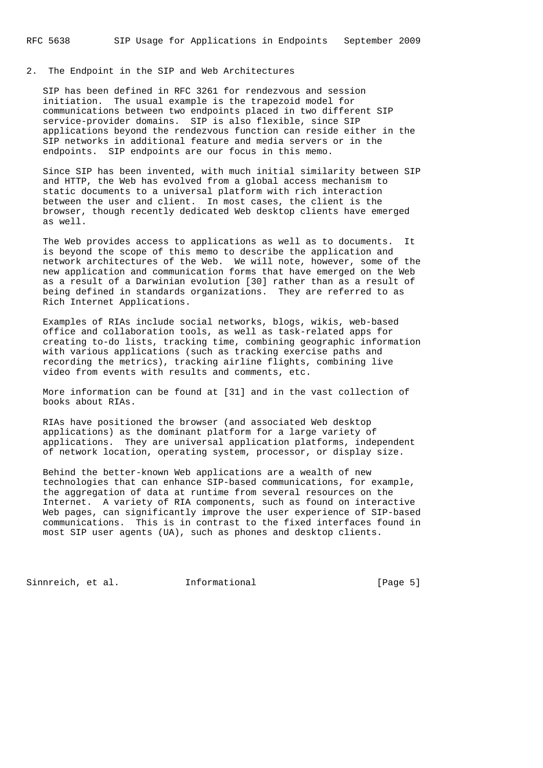## 2. The Endpoint in the SIP and Web Architectures

SIP has been defined in RFC 3261 for rendezvous and session initiation. The usual example is the trapezoid model for communications between two endpoints placed in two different SIP service-provider domains. SIP is also flexible, since SIP applications beyond the rendezvous function can reside either in the SIP networks in additional feature and media servers or in the endpoints. SIP endpoints are our focus in this memo.

Since SIP has been invented, with much initial similarity between SIP and HTTP, the Web has evolved from a global access mechanism to static documents to a universal platform with rich interaction between the user and client. In most cases, the client is the browser, though recently dedicated Web desktop clients have emerged as well.

The Web provides access to applications as well as to documents. It is beyond the scope of this memo to describe the application and network architectures of the Web. We will note, however, some of the new application and communication forms that have emerged on the Web as a result of a Darwinian evolution [30] rather than as a result of being defined in standards organizations. They are referred to as Rich Internet Applications.

Examples of RIAs include social networks, blogs, wikis, web-based office and collaboration tools, as well as task-related apps for creating to-do lists, tracking time, combining geographic information with various applications (such as tracking exercise paths and recording the metrics), tracking airline flights, combining live video from events with results and comments, etc.

More information can be found at [31] and in the vast collection of books about RIAs.

RIAs have positioned the browser (and associated Web desktop applications) as the dominant platform for a large variety of applications. They are universal application platforms, independent of network location, operating system, processor, or display size.

Behind the better-known Web applications are a wealth of new technologies that can enhance SIP-based communications, for example, the aggregation of data at runtime from several resources on the Internet. A variety of RIA components, such as found on interactive Web pages, can significantly improve the user experience of SIP-based communications. This is in contrast to the fixed interfaces found in most SIP user agents (UA), such as phones and desktop clients.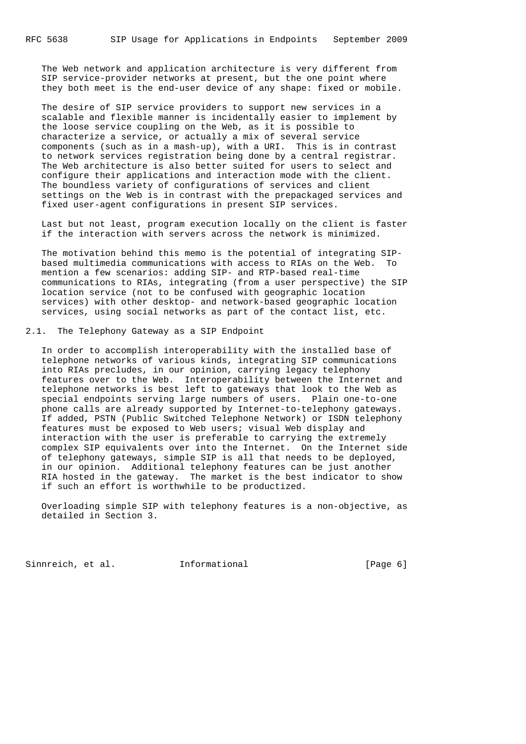The Web network and application architecture is very different from SIP service-provider networks at present, but the one point where they both meet is the end-user device of any shape: fixed or mobile.

The desire of SIP service providers to support new services in a scalable and flexible manner is incidentally easier to implement by the loose service coupling on the Web, as it is possible to characterize a service, or actually a mix of several service components (such as in a mash-up), with a URI. This is in contrast to network services registration being done by a central registrar. The Web architecture is also better suited for users to select and configure their applications and interaction mode with the client. The boundless variety of configurations of services and client settings on the Web is in contrast with the prepackaged services and fixed user-agent configurations in present SIP services.

Last but not least, program execution locally on the client is faster if the interaction with servers across the network is minimized.

The motivation behind this memo is the potential of integrating SIP-based multimedia communications with access to RIAs on the Web. To mention a few scenarios: adding SIP- and RTP-based real-time communications to RIAs, integrating (from a user perspective) the SIP location service (not to be confused with geographic location services) with other desktop- and network-based geographic location services, using social networks as part of the contact list, etc.

## 2.1. The Telephony Gateway as a SIP Endpoint

In order to accomplish interoperability with the installed base of telephone networks of various kinds, integrating SIP communications into RIAs precludes, in our opinion, carrying legacy telephony features over to the Web. Interoperability between the Internet and telephone networks is best left to gateways that look to the Web as special endpoints serving large numbers of users. Plain one-to-one phone calls are already supported by Internet-to-telephony gateways. If added, PSTN (Public Switched Telephone Network) or ISDN telephony features must be exposed to Web users; visual Web display and interaction with the user is preferable to carrying the extremely complex SIP equivalents over into the Internet. On the Internet side of telephony gateways, simple SIP is all that needs to be deployed, in our opinion. Additional telephony features can be just another RIA hosted in the gateway. The market is the best indicator to show if such an effort is worthwhile to be productized.

Overloading simple SIP with telephony features is a non-objective, as detailed in Section 3.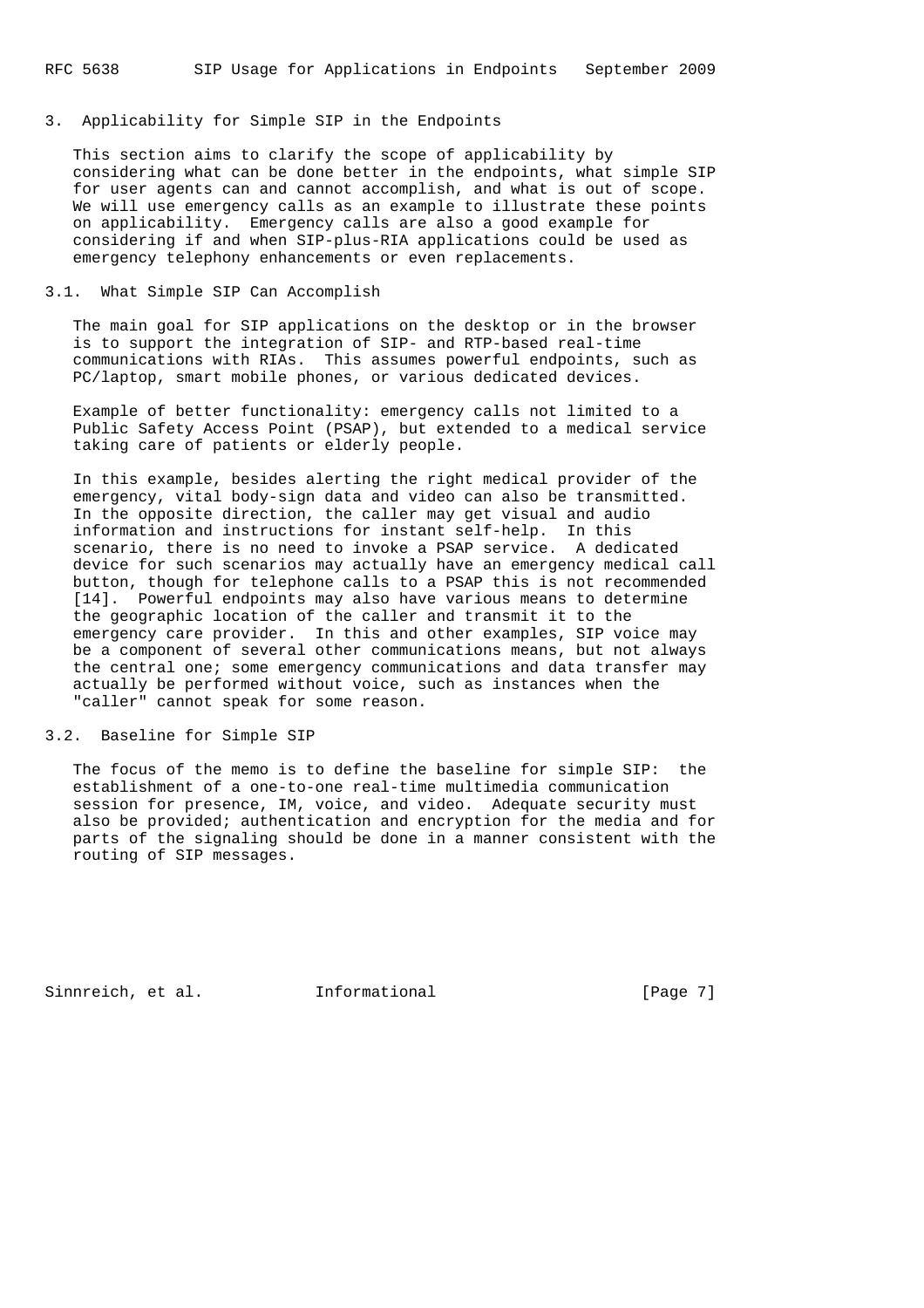## 3. Applicability for Simple SIP in the Endpoints

This section aims to clarify the scope of applicability by considering what can be done better in the endpoints, what simple SIP for user agents can and cannot accomplish, and what is out of scope. We will use emergency calls as an example to illustrate these points on applicability. Emergency calls are also a good example for considering if and when SIP-plus-RIA applications could be used as emergency telephony enhancements or even replacements.

### 3.1. What Simple SIP Can Accomplish

The main goal for SIP applications on the desktop or in the browser is to support the integration of SIP- and RTP-based real-time communications with RIAs. This assumes powerful endpoints, such as PC/laptop, smart mobile phones, or various dedicated devices.

Example of better functionality: emergency calls not limited to a Public Safety Access Point (PSAP), but extended to a medical service taking care of patients or elderly people.

In this example, besides alerting the right medical provider of the emergency, vital body-sign data and video can also be transmitted. In the opposite direction, the caller may get visual and audio information and instructions for instant self-help. In this scenario, there is no need to invoke a PSAP service. A dedicated device for such scenarios may actually have an emergency medical call button, though for telephone calls to a PSAP this is not recommended [14]. Powerful endpoints may also have various means to determine the geographic location of the caller and transmit it to the emergency care provider. In this and other examples, SIP voice may be a component of several other communications means, but not always the central one; some emergency communications and data transfer may actually be performed without voice, such as instances when the "caller" cannot speak for some reason.

### 3.2. Baseline for Simple SIP

The focus of the memo is to define the baseline for simple SIP: the establishment of a one-to-one real-time multimedia communication session for presence, IM, voice, and video. Adequate security must also be provided; authentication and encryption for the media and for parts of the signaling should be done in a manner consistent with the routing of SIP messages.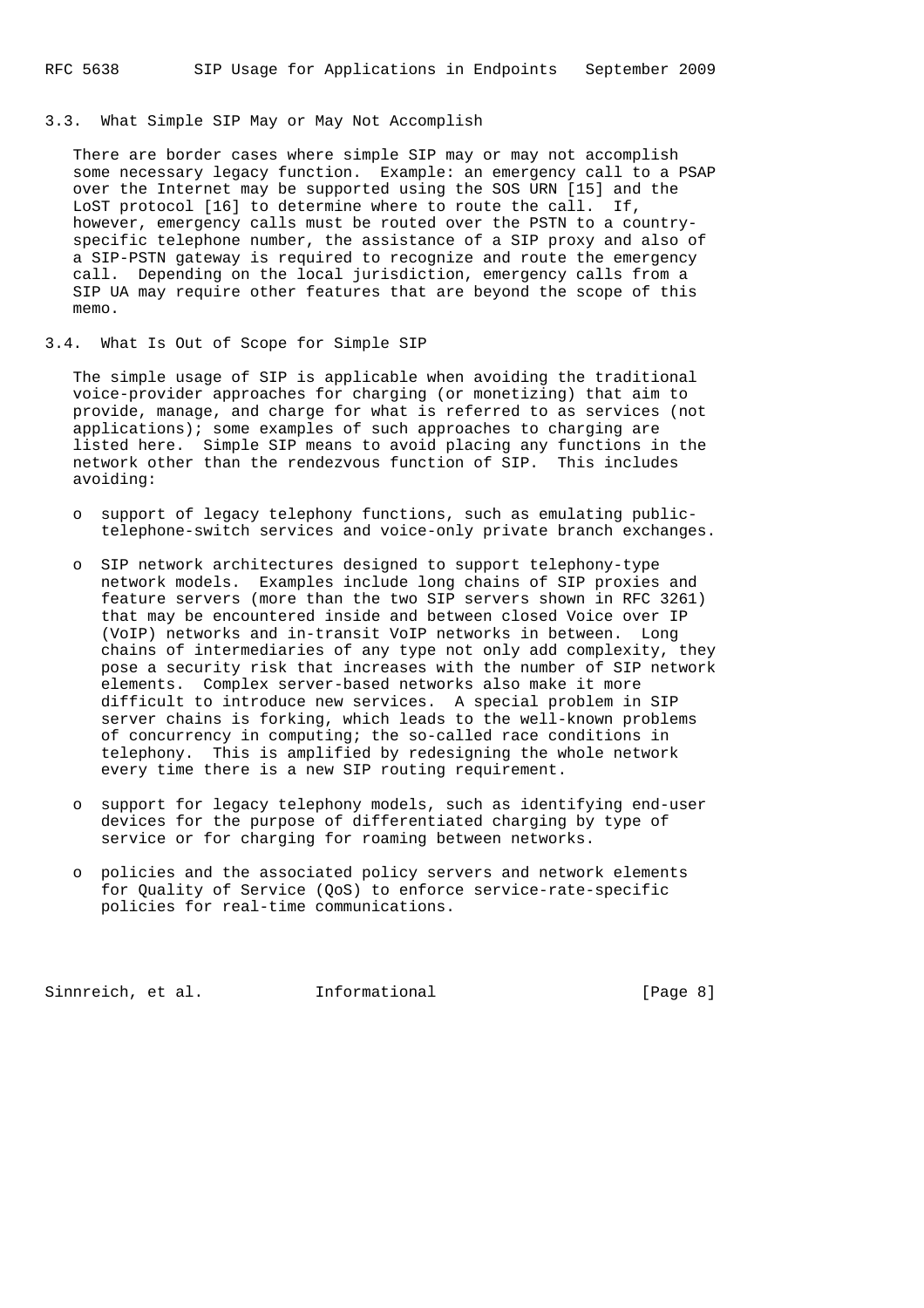### 3.3. What Simple SIP May or May Not Accomplish

There are border cases where simple SIP may or may not accomplish some necessary legacy function. Example: an emergency call to a PSAP over the Internet may be supported using the SOS URN [15] and the LoST protocol [16] to determine where to route the call. If, however, emergency calls must be routed over the PSTN to a country-specific telephone number, the assistance of a SIP proxy and also of a SIP-PSTN gateway is required to recognize and route the emergency call. Depending on the local jurisdiction, emergency calls from a SIP UA may require other features that are beyond the scope of this memo.

### 3.4. What Is Out of Scope for Simple SIP

The simple usage of SIP is applicable when avoiding the traditional voice-provider approaches for charging (or monetizing) that aim to provide, manage, and charge for what is referred to as services (not applications); some examples of such approaches to charging are listed here. Simple SIP means to avoid placing any functions in the network other than the rendezvous function of SIP. This includes avoiding:

- support of legacy telephony functions, such as emulating public-telephone-switch services and voice-only private branch exchanges.

- SIP network architectures designed to support telephony-type network models. Examples include long chains of SIP proxies and feature servers (more than the two SIP servers shown in RFC 3261) that may be encountered inside and between closed Voice over IP (VoIP) networks and in-transit VoIP networks in between. Long chains of intermediaries of any type not only add complexity, they pose a security risk that increases with the number of SIP network elements. Complex server-based networks also make it more difficult to introduce new services. A special problem in SIP server chains is forking, which leads to the well-known problems of concurrency in computing; the so-called race conditions in telephony. This is amplified by redesigning the whole network every time there is a new SIP routing requirement.

- support for legacy telephony models, such as identifying end-user devices for the purpose of differentiated charging by type of service or for charging for roaming between networks.

- policies and the associated policy servers and network elements for Quality of Service (QoS) to enforce service-rate-specific policies for real-time communications.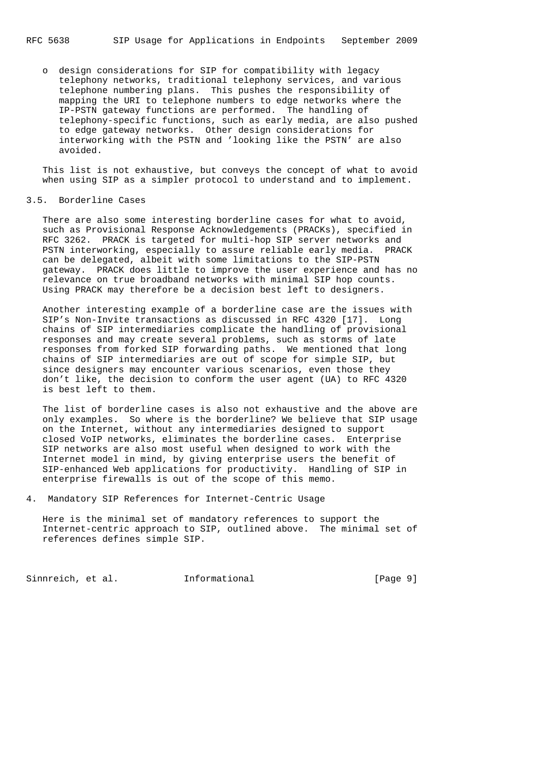- design considerations for SIP for compatibility with legacy telephony networks, traditional telephony services, and various telephone numbering plans. This pushes the responsibility of mapping the URI to telephone numbers to edge networks where the IP-PSTN gateway functions are performed. The handling of telephony-specific functions, such as early media, are also pushed to edge gateway networks. Other design considerations for interworking with the PSTN and 'looking like the PSTN' are also avoided.

This list is not exhaustive, but conveys the concept of what to avoid when using SIP as a simpler protocol to understand and to implement.

### 3.5. Borderline Cases

There are also some interesting borderline cases for what to avoid, such as Provisional Response Acknowledgements (PRACKs), specified in RFC 3262. PRACK is targeted for multi-hop SIP server networks and PSTN interworking, especially to assure reliable early media. PRACK can be delegated, albeit with some limitations to the SIP-PSTN gateway. PRACK does little to improve the user experience and has no relevance on true broadband networks with minimal SIP hop counts. Using PRACK may therefore be a decision best left to designers.

Another interesting example of a borderline case are the issues with SIP's Non-Invite transactions as discussed in RFC 4320 [17]. Long chains of SIP intermediaries complicate the handling of provisional responses and may create several problems, such as storms of late responses from forked SIP forwarding paths. We mentioned that long chains of SIP intermediaries are out of scope for simple SIP, but since designers may encounter various scenarios, even those they don't like, the decision to conform the user agent (UA) to RFC 4320 is best left to them.

The list of borderline cases is also not exhaustive and the above are only examples. So where is the borderline? We believe that SIP usage on the Internet, without any intermediaries designed to support closed VoIP networks, eliminates the borderline cases. Enterprise SIP networks are also most useful when designed to work with the Internet model in mind, by giving enterprise users the benefit of SIP-enhanced Web applications for productivity. Handling of SIP in enterprise firewalls is out of the scope of this memo.

## 4. Mandatory SIP References for Internet-Centric Usage

Here is the minimal set of mandatory references to support the Internet-centric approach to SIP, outlined above. The minimal set of references defines simple SIP.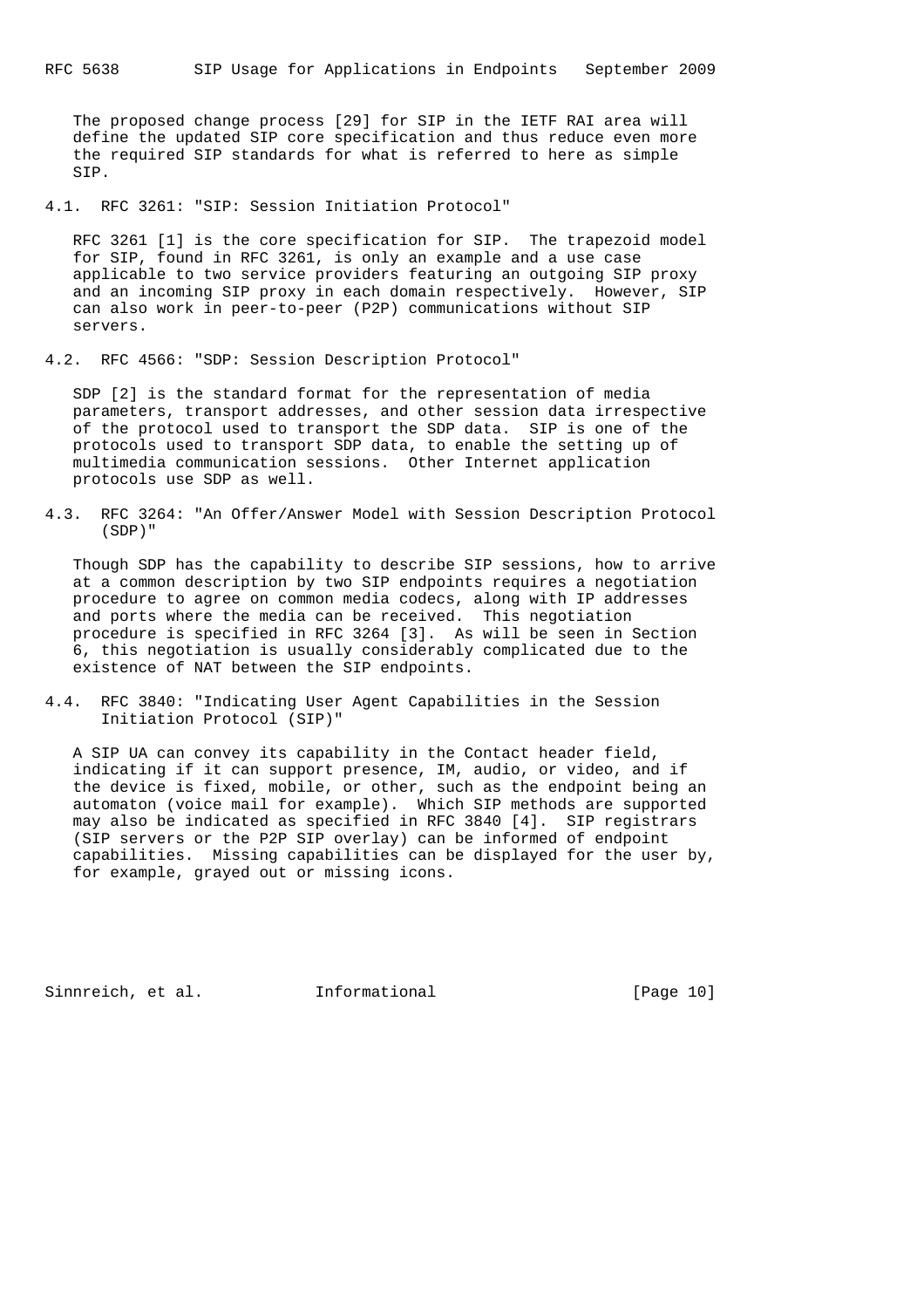The proposed change process [29] for SIP in the IETF RAI area will define the updated SIP core specification and thus reduce even more the required SIP standards for what is referred to here as simple SIP.

### 4.1. RFC 3261: "SIP: Session Initiation Protocol"

RFC 3261 [1] is the core specification for SIP. The trapezoid model for SIP, found in RFC 3261, is only an example and a use case applicable to two service providers featuring an outgoing SIP proxy and an incoming SIP proxy in each domain respectively. However, SIP can also work in peer-to-peer (P2P) communications without SIP servers.

### 4.2. RFC 4566: "SDP: Session Description Protocol"

SDP [2] is the standard format for the representation of media parameters, transport addresses, and other session data irrespective of the protocol used to transport the SDP data. SIP is one of the protocols used to transport SDP data, to enable the setting up of multimedia communication sessions. Other Internet application protocols use SDP as well.

### 4.3. RFC 3264: "An Offer/Answer Model with Session Description Protocol (SDP)"

Though SDP has the capability to describe SIP sessions, how to arrive at a common description by two SIP endpoints requires a negotiation procedure to agree on common media codecs, along with IP addresses and ports where the media can be received. This negotiation procedure is specified in RFC 3264 [3]. As will be seen in Section 6, this negotiation is usually considerably complicated due to the existence of NAT between the SIP endpoints.

### 4.4. RFC 3840: "Indicating User Agent Capabilities in the Session Initiation Protocol (SIP)"

A SIP UA can convey its capability in the Contact header field, indicating if it can support presence, IM, audio, or video, and if the device is fixed, mobile, or other, such as the endpoint being an automaton (voice mail for example). Which SIP methods are supported may also be indicated as specified in RFC 3840 [4]. SIP registrars (SIP servers or the P2P SIP overlay) can be informed of endpoint capabilities. Missing capabilities can be displayed for the user by, for example, grayed out or missing icons.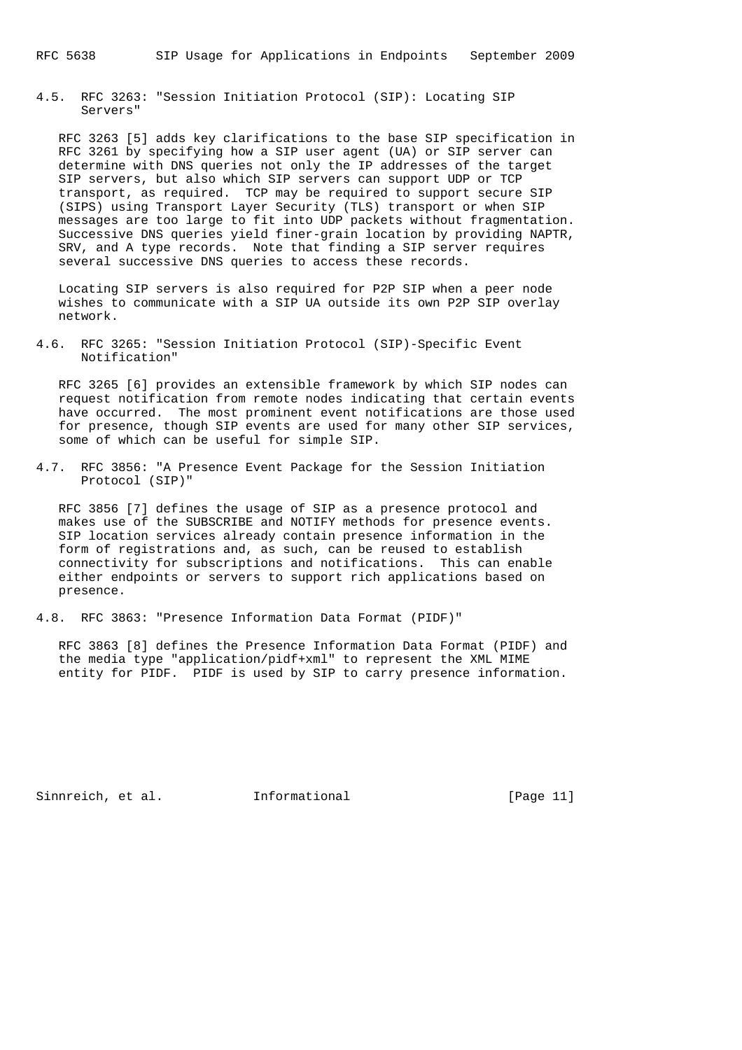### 4.5. RFC 3263: "Session Initiation Protocol (SIP): Locating SIP Servers"

RFC 3263 [5] adds key clarifications to the base SIP specification in RFC 3261 by specifying how a SIP user agent (UA) or SIP server can determine with DNS queries not only the IP addresses of the target SIP servers, but also which SIP servers can support UDP or TCP transport, as required. TCP may be required to support secure SIP (SIPS) using Transport Layer Security (TLS) transport or when SIP messages are too large to fit into UDP packets without fragmentation. Successive DNS queries yield finer-grain location by providing NAPTR, SRV, and A type records. Note that finding a SIP server requires several successive DNS queries to access these records.

Locating SIP servers is also required for P2P SIP when a peer node wishes to communicate with a SIP UA outside its own P2P SIP overlay network.

### 4.6. RFC 3265: "Session Initiation Protocol (SIP)-Specific Event Notification"

RFC 3265 [6] provides an extensible framework by which SIP nodes can request notification from remote nodes indicating that certain events have occurred. The most prominent event notifications are those used for presence, though SIP events are used for many other SIP services, some of which can be useful for simple SIP.

### 4.7. RFC 3856: "A Presence Event Package for the Session Initiation Protocol (SIP)"

RFC 3856 [7] defines the usage of SIP as a presence protocol and makes use of the SUBSCRIBE and NOTIFY methods for presence events. SIP location services already contain presence information in the form of registrations and, as such, can be reused to establish connectivity for subscriptions and notifications. This can enable either endpoints or servers to support rich applications based on presence.

### 4.8. RFC 3863: "Presence Information Data Format (PIDF)"

RFC 3863 [8] defines the Presence Information Data Format (PIDF) and the media type "application/pidf+xml" to represent the XML MIME entity for PIDF. PIDF is used by SIP to carry presence information.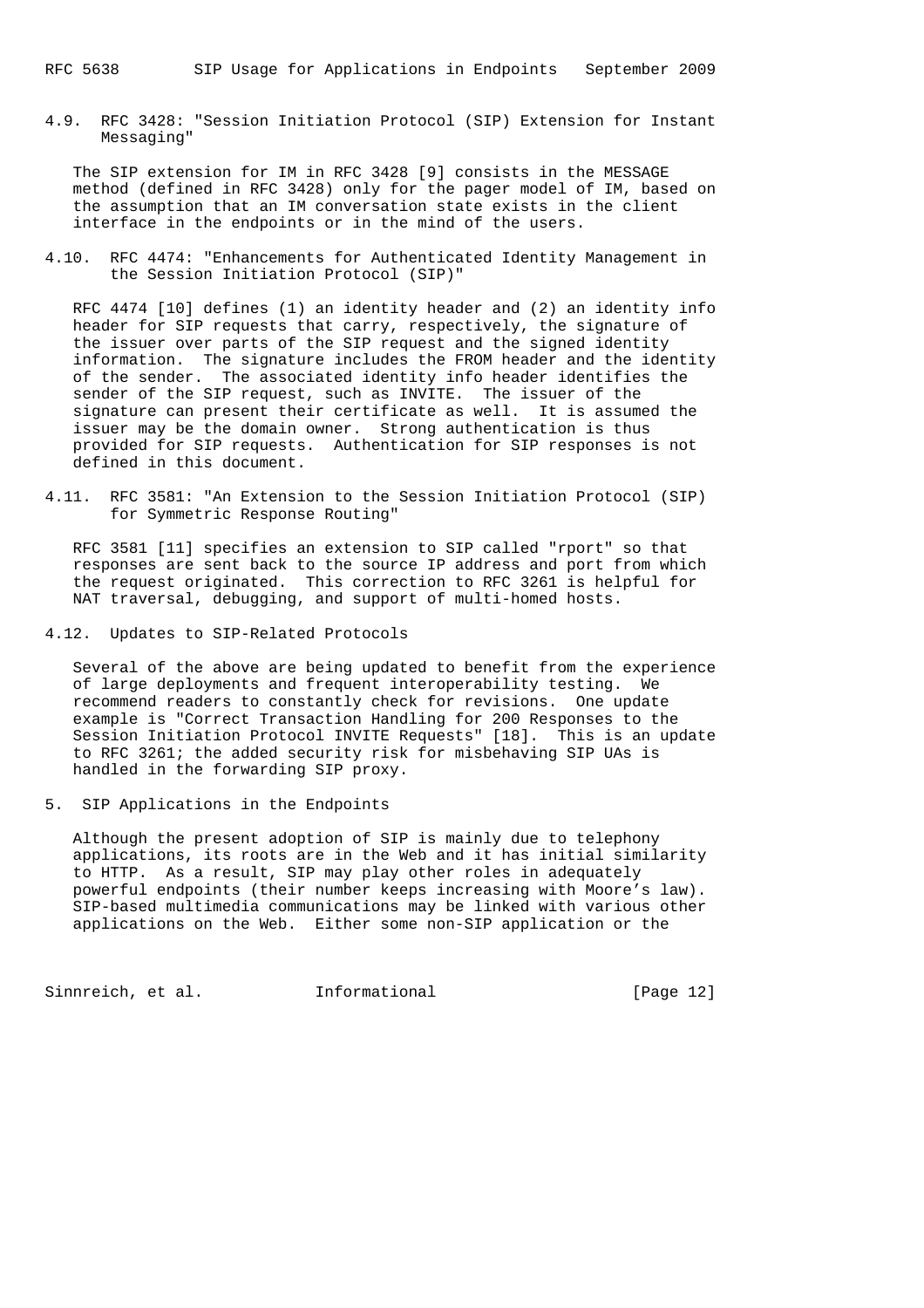### 4.9. RFC 3428: "Session Initiation Protocol (SIP) Extension for Instant Messaging"

The SIP extension for IM in RFC 3428 [9] consists in the MESSAGE method (defined in RFC 3428) only for the pager model of IM, based on the assumption that an IM conversation state exists in the client interface in the endpoints or in the mind of the users.

### 4.10. RFC 4474: "Enhancements for Authenticated Identity Management in the Session Initiation Protocol (SIP)"

RFC 4474 [10] defines (1) an identity header and (2) an identity info header for SIP requests that carry, respectively, the signature of the issuer over parts of the SIP request and the signed identity information. The signature includes the FROM header and the identity of the sender. The associated identity info header identifies the sender of the SIP request, such as INVITE. The issuer of the signature can present their certificate as well. It is assumed the issuer may be the domain owner. Strong authentication is thus provided for SIP requests. Authentication for SIP responses is not defined in this document.

### 4.11. RFC 3581: "An Extension to the Session Initiation Protocol (SIP) for Symmetric Response Routing"

RFC 3581 [11] specifies an extension to SIP called "rport" so that responses are sent back to the source IP address and port from which the request originated. This correction to RFC 3261 is helpful for NAT traversal, debugging, and support of multi-homed hosts.

### 4.12. Updates to SIP-Related Protocols

Several of the above are being updated to benefit from the experience of large deployments and frequent interoperability testing. We recommend readers to constantly check for revisions. One update example is "Correct Transaction Handling for 200 Responses to the Session Initiation Protocol INVITE Requests" [18]. This is an update to RFC 3261; the added security risk for misbehaving SIP UAs is handled in the forwarding SIP proxy.

## 5. SIP Applications in the Endpoints

Although the present adoption of SIP is mainly due to telephony applications, its roots are in the Web and it has initial similarity to HTTP. As a result, SIP may play other roles in adequately powerful endpoints (their number keeps increasing with Moore's law). SIP-based multimedia communications may be linked with various other applications on the Web. Either some non-SIP application or the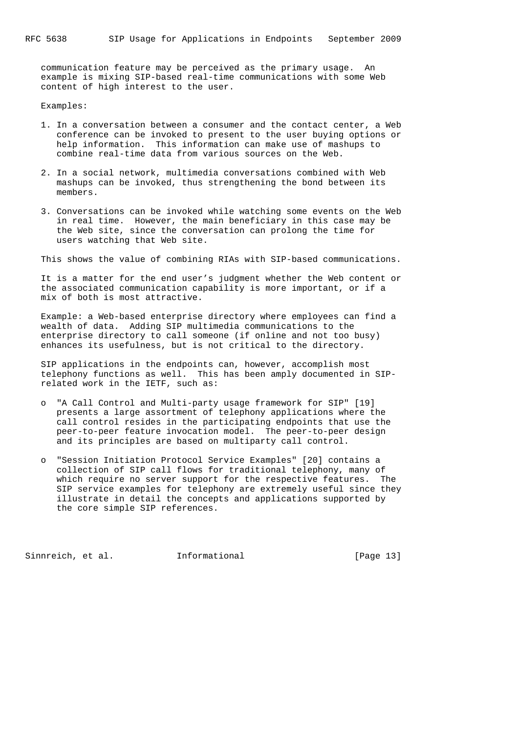communication feature may be perceived as the primary usage. An example is mixing SIP-based real-time communications with some Web content of high interest to the user.

Examples:

1. In a conversation between a consumer and the contact center, a Web conference can be invoked to present to the user buying options or help information. This information can make use of mashups to combine real-time data from various sources on the Web.

2. In a social network, multimedia conversations combined with Web mashups can be invoked, thus strengthening the bond between its members.

3. Conversations can be invoked while watching some events on the Web in real time. However, the main beneficiary in this case may be the Web site, since the conversation can prolong the time for users watching that Web site.

This shows the value of combining RIAs with SIP-based communications.

It is a matter for the end user's judgment whether the Web content or the associated communication capability is more important, or if a mix of both is most attractive.

Example: a Web-based enterprise directory where employees can find a wealth of data. Adding SIP multimedia communications to the enterprise directory to call someone (if online and not too busy) enhances its usefulness, but is not critical to the directory.

SIP applications in the endpoints can, however, accomplish most telephony functions as well. This has been amply documented in SIP-related work in the IETF, such as:

- "A Call Control and Multi-party usage framework for SIP" [19] presents a large assortment of telephony applications where the call control resides in the participating endpoints that use the peer-to-peer feature invocation model. The peer-to-peer design and its principles are based on multiparty call control.

- "Session Initiation Protocol Service Examples" [20] contains a collection of SIP call flows for traditional telephony, many of which require no server support for the respective features. The SIP service examples for telephony are extremely useful since they illustrate in detail the concepts and applications supported by the core simple SIP references.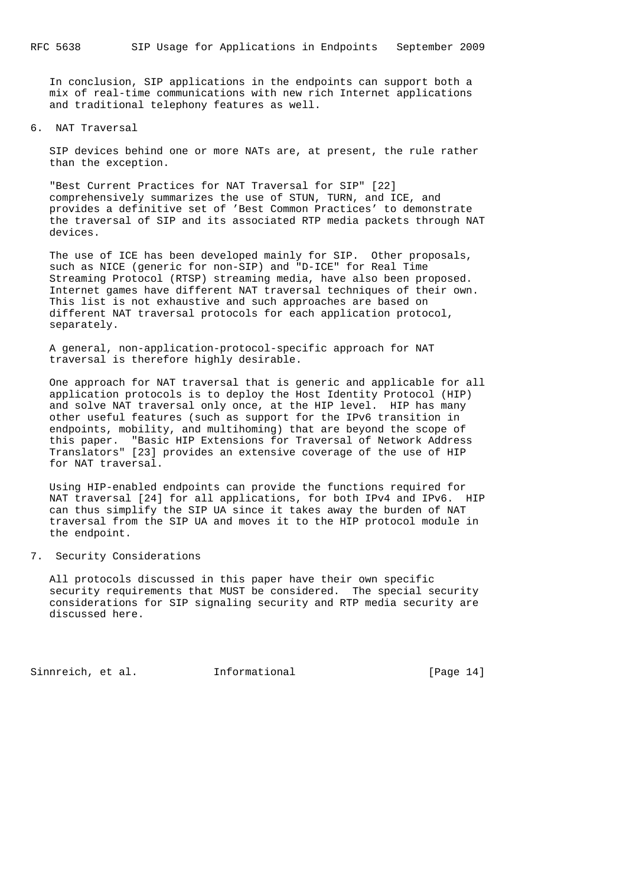In conclusion, SIP applications in the endpoints can support both a mix of real-time communications with new rich Internet applications and traditional telephony features as well.

## 6. NAT Traversal

SIP devices behind one or more NATs are, at present, the rule rather than the exception.

"Best Current Practices for NAT Traversal for SIP" [22] comprehensively summarizes the use of STUN, TURN, and ICE, and provides a definitive set of 'Best Common Practices' to demonstrate the traversal of SIP and its associated RTP media packets through NAT devices.

The use of ICE has been developed mainly for SIP. Other proposals, such as NICE (generic for non-SIP) and "D-ICE" for Real Time Streaming Protocol (RTSP) streaming media, have also been proposed. Internet games have different NAT traversal techniques of their own. This list is not exhaustive and such approaches are based on different NAT traversal protocols for each application protocol, separately.

A general, non-application-protocol-specific approach for NAT traversal is therefore highly desirable.

One approach for NAT traversal that is generic and applicable for all application protocols is to deploy the Host Identity Protocol (HIP) and solve NAT traversal only once, at the HIP level. HIP has many other useful features (such as support for the IPv6 transition in endpoints, mobility, and multihoming) that are beyond the scope of this paper. "Basic HIP Extensions for Traversal of Network Address Translators" [23] provides an extensive coverage of the use of HIP for NAT traversal.

Using HIP-enabled endpoints can provide the functions required for NAT traversal [24] for all applications, for both IPv4 and IPv6. HIP can thus simplify the SIP UA since it takes away the burden of NAT traversal from the SIP UA and moves it to the HIP protocol module in the endpoint.

## 7. Security Considerations

All protocols discussed in this paper have their own specific security requirements that MUST be considered. The special security considerations for SIP signaling security and RTP media security are discussed here.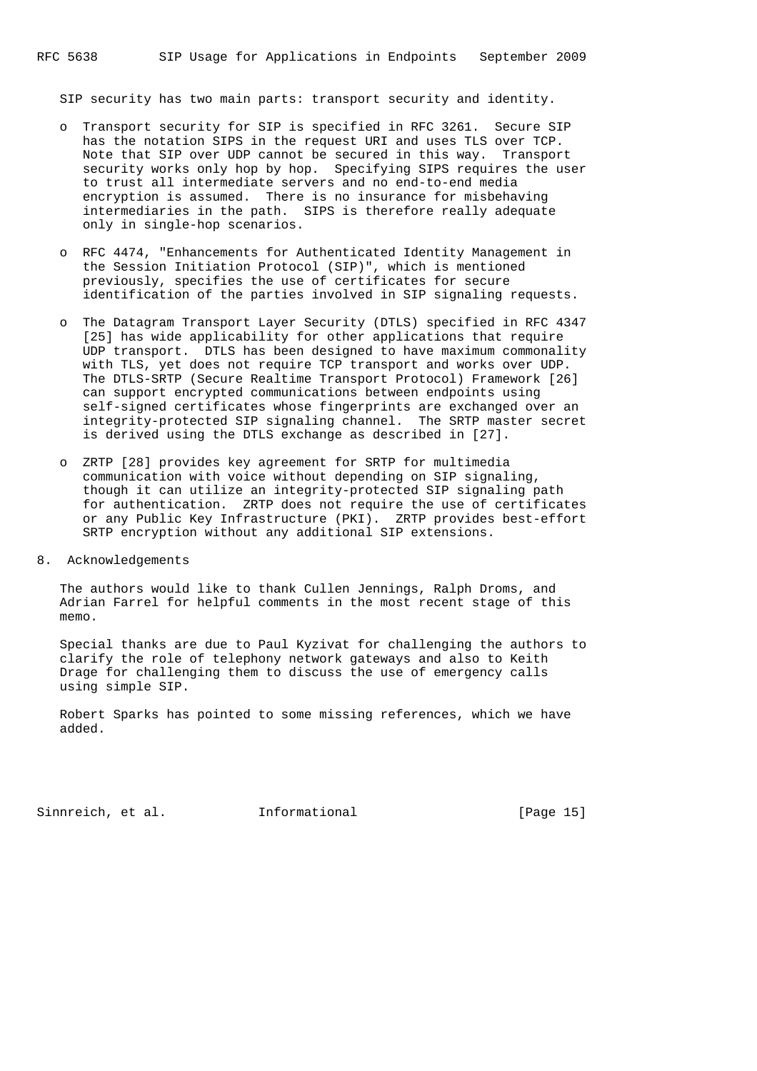SIP security has two main parts: transport security and identity.

- Transport security for SIP is specified in RFC 3261. Secure SIP has the notation SIPS in the request URI and uses TLS over TCP. Note that SIP over UDP cannot be secured in this way. Transport security works only hop by hop. Specifying SIPS requires the user to trust all intermediate servers and no end-to-end media encryption is assumed. There is no insurance for misbehaving intermediaries in the path. SIPS is therefore really adequate only in single-hop scenarios.

- RFC 4474, "Enhancements for Authenticated Identity Management in the Session Initiation Protocol (SIP)", which is mentioned previously, specifies the use of certificates for secure identification of the parties involved in SIP signaling requests.

- The Datagram Transport Layer Security (DTLS) specified in RFC 4347 [25] has wide applicability for other applications that require UDP transport. DTLS has been designed to have maximum commonality with TLS, yet does not require TCP transport and works over UDP. The DTLS-SRTP (Secure Realtime Transport Protocol) Framework [26] can support encrypted communications between endpoints using self-signed certificates whose fingerprints are exchanged over an integrity-protected SIP signaling channel. The SRTP master secret is derived using the DTLS exchange as described in [27].

- ZRTP [28] provides key agreement for SRTP for multimedia communication with voice without depending on SIP signaling, though it can utilize an integrity-protected SIP signaling path for authentication. ZRTP does not require the use of certificates or any Public Key Infrastructure (PKI). ZRTP provides best-effort SRTP encryption without any additional SIP extensions.

## 8. Acknowledgements

The authors would like to thank Cullen Jennings, Ralph Droms, and Adrian Farrel for helpful comments in the most recent stage of this memo.

Special thanks are due to Paul Kyzivat for challenging the authors to clarify the role of telephony network gateways and also to Keith Drage for challenging them to discuss the use of emergency calls using simple SIP.

Robert Sparks has pointed to some missing references, which we have added.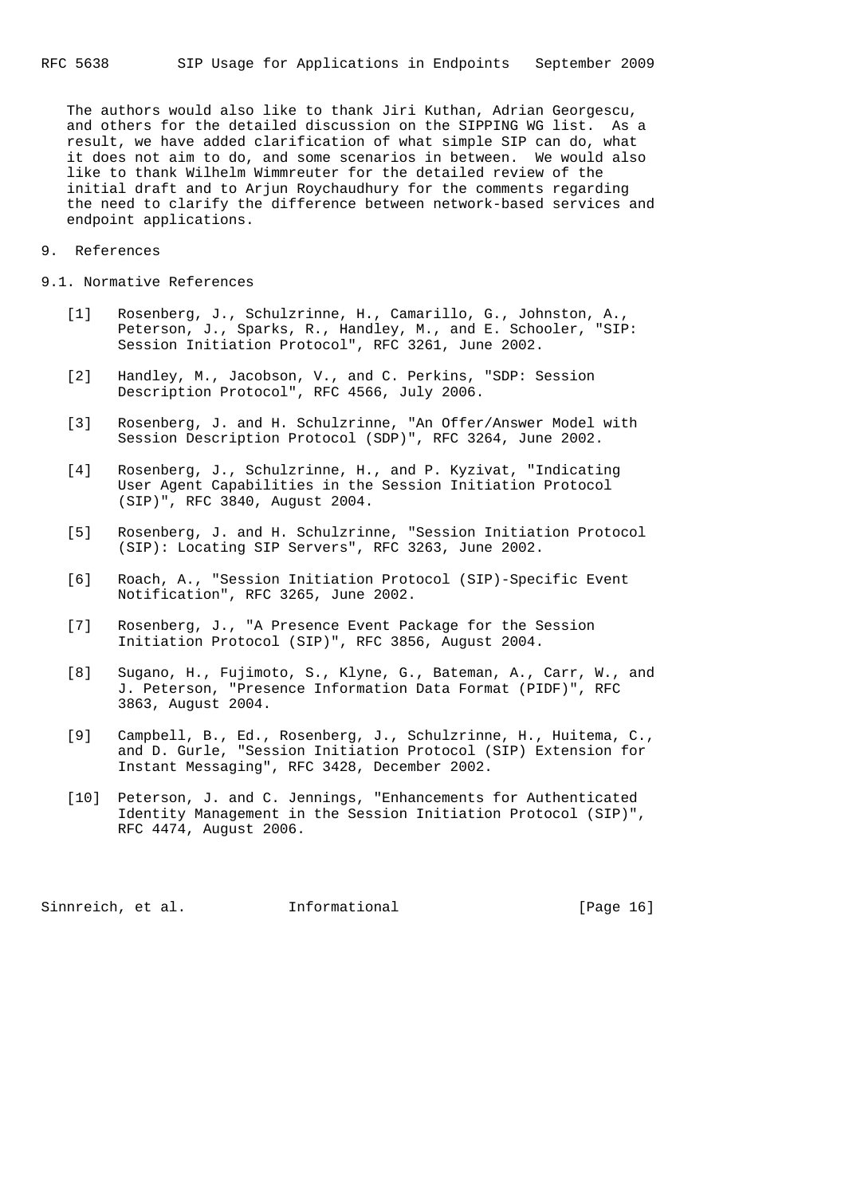The authors would also like to thank Jiri Kuthan, Adrian Georgescu, and others for the detailed discussion on the SIPPING WG list. As a result, we have added clarification of what simple SIP can do, what it does not aim to do, and some scenarios in between. We would also like to thank Wilhelm Wimmreuter for the detailed review of the initial draft and to Arjun Roychaudhury for the comments regarding the need to clarify the difference between network-based services and endpoint applications.

## 9. References

### 9.1. Normative References

[1] Rosenberg, J., Schulzrinne, H., Camarillo, G., Johnston, A., Peterson, J., Sparks, R., Handley, M., and E. Schooler, "SIP: Session Initiation Protocol", RFC 3261, June 2002.

[2] Handley, M., Jacobson, V., and C. Perkins, "SDP: Session Description Protocol", RFC 4566, July 2006.

[3] Rosenberg, J. and H. Schulzrinne, "An Offer/Answer Model with Session Description Protocol (SDP)", RFC 3264, June 2002.

[4] Rosenberg, J., Schulzrinne, H., and P. Kyzivat, "Indicating User Agent Capabilities in the Session Initiation Protocol (SIP)", RFC 3840, August 2004.

[5] Rosenberg, J. and H. Schulzrinne, "Session Initiation Protocol (SIP): Locating SIP Servers", RFC 3263, June 2002.

[6] Roach, A., "Session Initiation Protocol (SIP)-Specific Event Notification", RFC 3265, June 2002.

[7] Rosenberg, J., "A Presence Event Package for the Session Initiation Protocol (SIP)", RFC 3856, August 2004.

[8] Sugano, H., Fujimoto, S., Klyne, G., Bateman, A., Carr, W., and J. Peterson, "Presence Information Data Format (PIDF)", RFC 3863, August 2004.

[9] Campbell, B., Ed., Rosenberg, J., Schulzrinne, H., Huitema, C., and D. Gurle, "Session Initiation Protocol (SIP) Extension for Instant Messaging", RFC 3428, December 2002.

[10] Peterson, J. and C. Jennings, "Enhancements for Authenticated Identity Management in the Session Initiation Protocol (SIP)", RFC 4474, August 2006.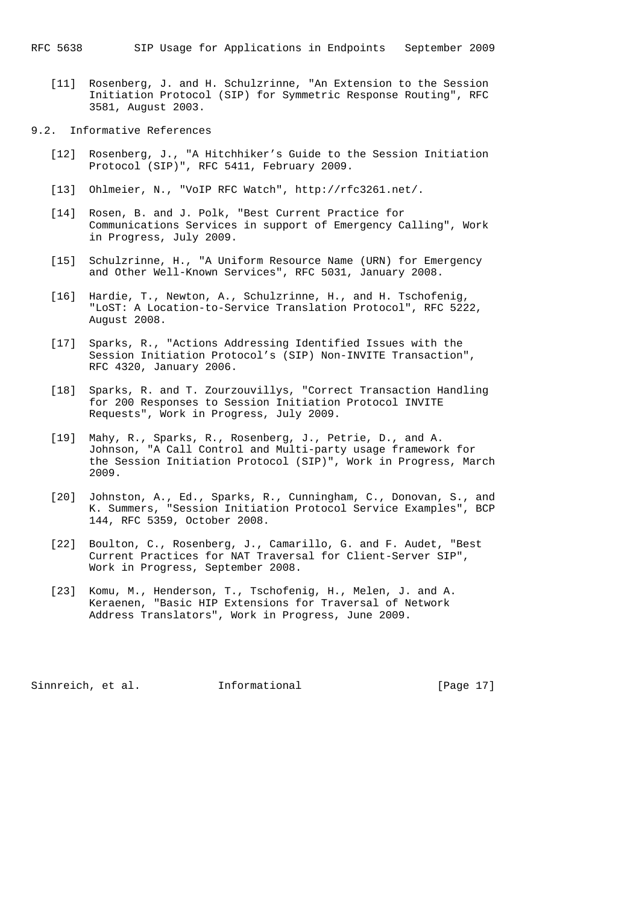[11] Rosenberg, J. and H. Schulzrinne, "An Extension to the Session Initiation Protocol (SIP) for Symmetric Response Routing", RFC 3581, August 2003.

## 9.2. Informative References

[12] Rosenberg, J., "A Hitchhiker's Guide to the Session Initiation Protocol (SIP)", RFC 5411, February 2009.

[13] Ohlmeier, N., "VoIP RFC Watch", http://rfc3261.net/.

[14] Rosen, B. and J. Polk, "Best Current Practice for Communications Services in support of Emergency Calling", Work in Progress, July 2009.

[15] Schulzrinne, H., "A Uniform Resource Name (URN) for Emergency and Other Well-Known Services", RFC 5031, January 2008.

[16] Hardie, T., Newton, A., Schulzrinne, H., and H. Tschofenig, "LoST: A Location-to-Service Translation Protocol", RFC 5222, August 2008.

[17] Sparks, R., "Actions Addressing Identified Issues with the Session Initiation Protocol's (SIP) Non-INVITE Transaction", RFC 4320, January 2006.

[18] Sparks, R. and T. Zourzouvillys, "Correct Transaction Handling for 200 Responses to Session Initiation Protocol INVITE Requests", Work in Progress, July 2009.

[19] Mahy, R., Sparks, R., Rosenberg, J., Petrie, D., and A. Johnson, "A Call Control and Multi-party usage framework for the Session Initiation Protocol (SIP)", Work in Progress, March 2009.

[20] Johnston, A., Ed., Sparks, R., Cunningham, C., Donovan, S., and K. Summers, "Session Initiation Protocol Service Examples", BCP 144, RFC 5359, October 2008.

[22] Boulton, C., Rosenberg, J., Camarillo, G. and F. Audet, "Best Current Practices for NAT Traversal for Client-Server SIP", Work in Progress, September 2008.

[23] Komu, M., Henderson, T., Tschofenig, H., Melen, J. and A. Keraenen, "Basic HIP Extensions for Traversal of Network Address Translators", Work in Progress, June 2009.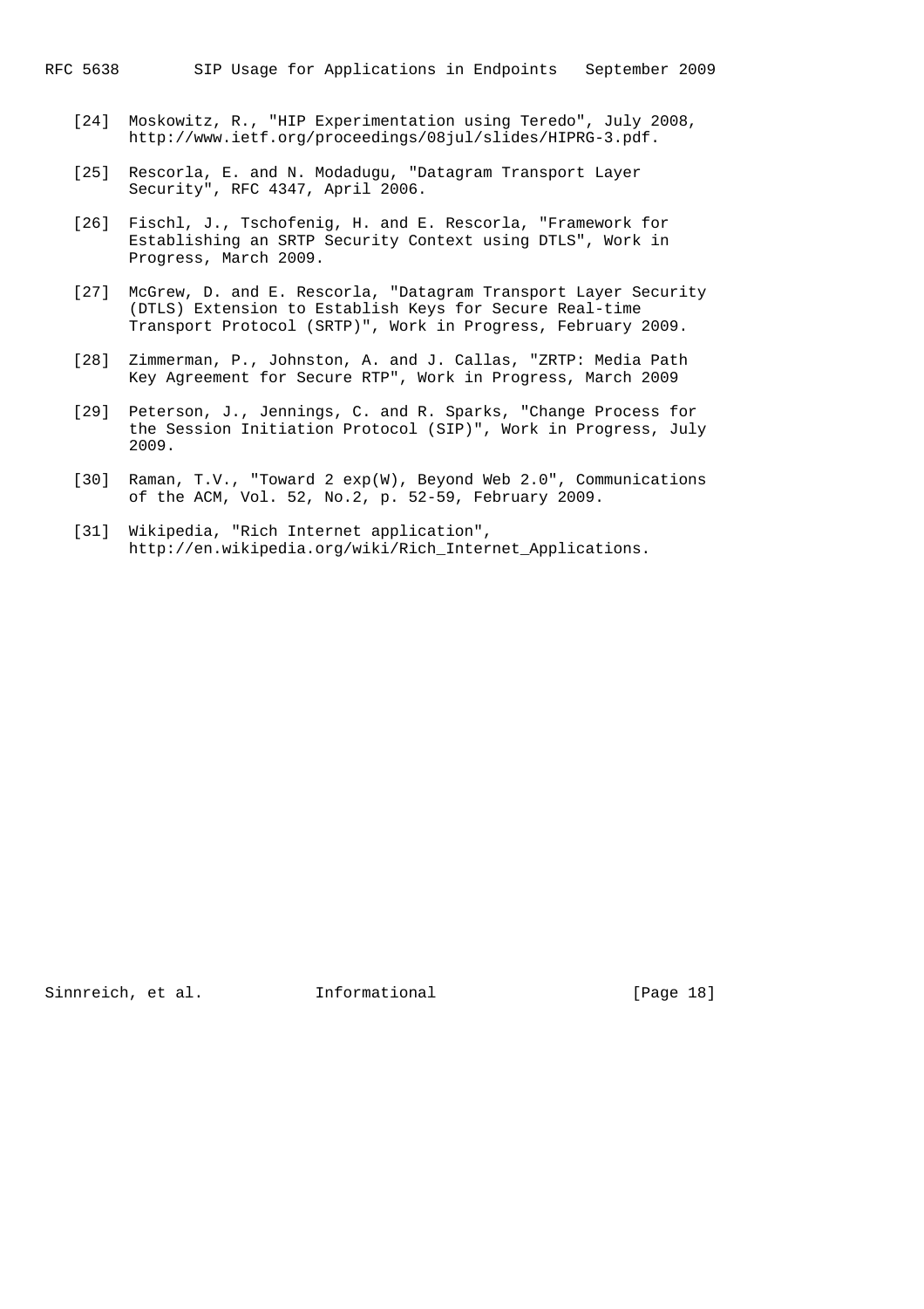[24] Moskowitz, R., "HIP Experimentation using Teredo", July 2008, http://www.ietf.org/proceedings/08jul/slides/HIPRG-3.pdf.

[25] Rescorla, E. and N. Modadugu, "Datagram Transport Layer Security", RFC 4347, April 2006.

[26] Fischl, J., Tschofenig, H. and E. Rescorla, "Framework for Establishing an SRTP Security Context using DTLS", Work in Progress, March 2009.

[27] McGrew, D. and E. Rescorla, "Datagram Transport Layer Security (DTLS) Extension to Establish Keys for Secure Real-time Transport Protocol (SRTP)", Work in Progress, February 2009.

[28] Zimmerman, P., Johnston, A. and J. Callas, "ZRTP: Media Path Key Agreement for Secure RTP", Work in Progress, March 2009

[29] Peterson, J., Jennings, C. and R. Sparks, "Change Process for the Session Initiation Protocol (SIP)", Work in Progress, July 2009.

[30] Raman, T.V., "Toward 2 exp(W), Beyond Web 2.0", Communications of the ACM, Vol. 52, No.2, p. 52-59, February 2009.

[31] Wikipedia, "Rich Internet application", http://en.wikipedia.org/wiki/Rich_Internet_Applications.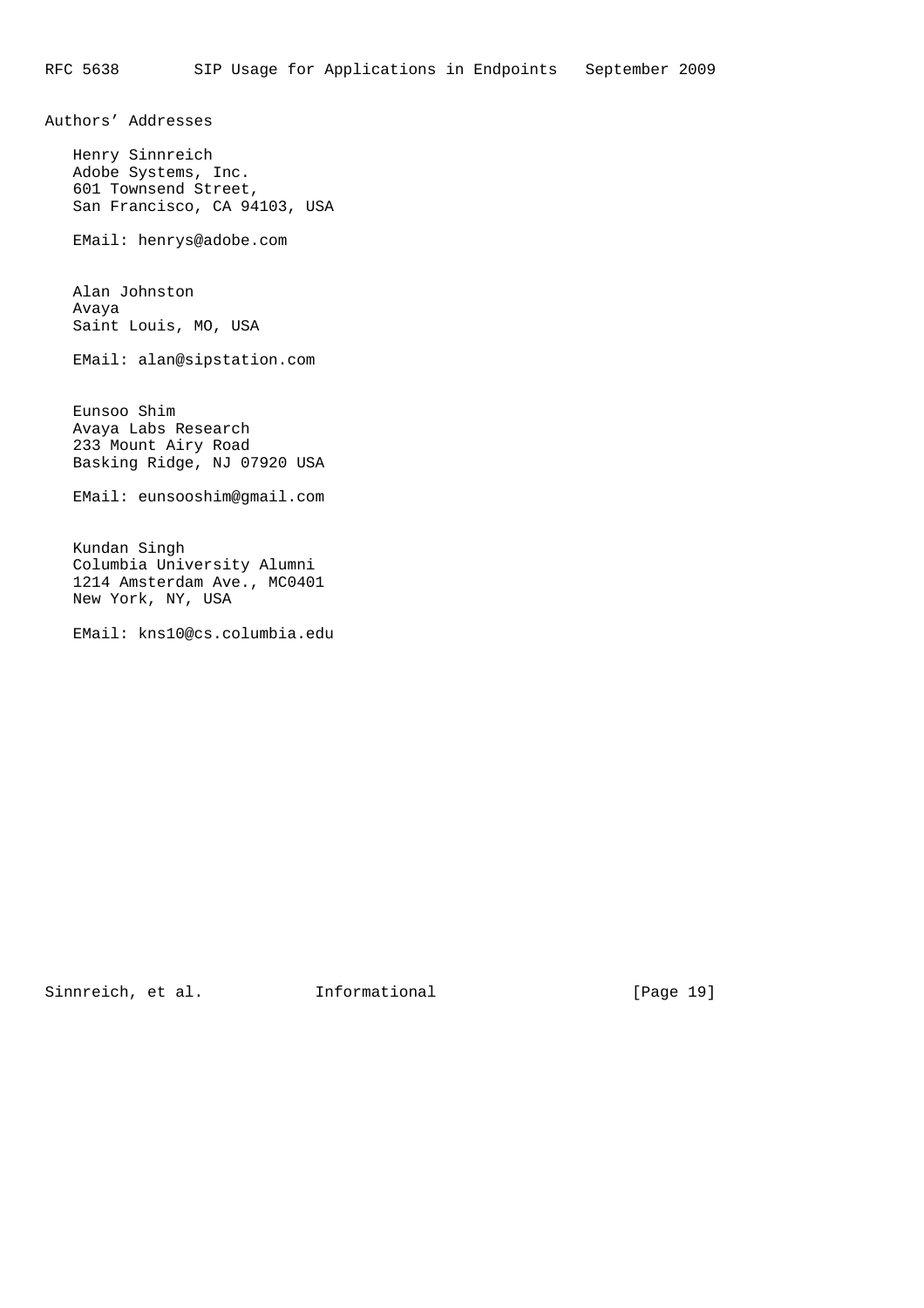## Authors' Addresses

Henry Sinnreich
Adobe Systems, Inc.
601 Townsend Street,
San Francisco, CA 94103, USA

EMail: henrys@adobe.com

Alan Johnston
Avaya
Saint Louis, MO, USA

EMail: alan@sipstation.com

Eunsoo Shim
Avaya Labs Research
233 Mount Airy Road
Basking Ridge, NJ 07920 USA

EMail: eunsooshim@gmail.com

Kundan Singh
Columbia University Alumni
1214 Amsterdam Ave., MC0401
New York, NY, USA

EMail: kns10@cs.columbia.edu